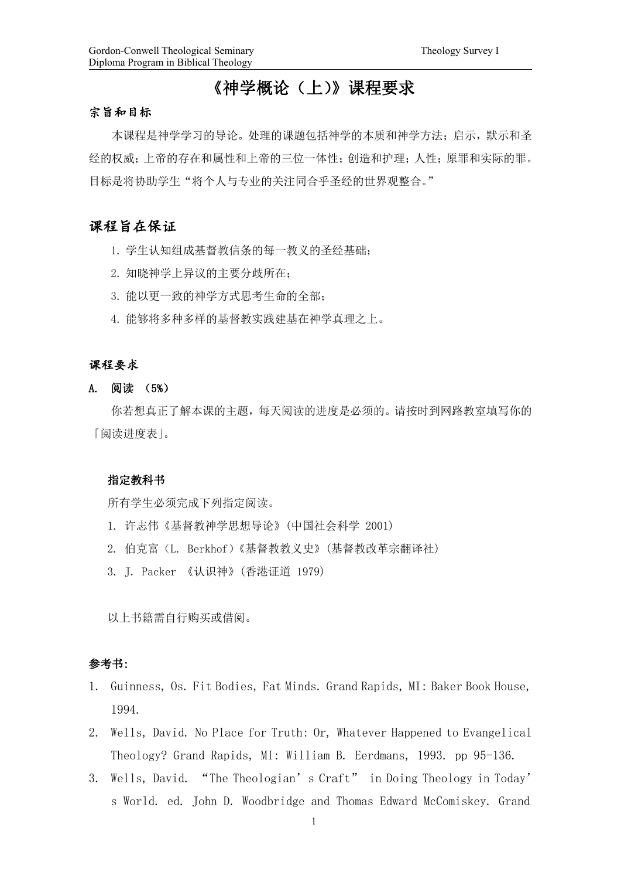# 《神学概论（上）》课程要求

### 宗旨和目标

本课程是神学学习的导论。处理的课题包括神学的本质和神学方法；启示，默示和圣经的权威；上帝的存在和属性和上帝的三位一体性；创造和护理；人性；原罪和实际的罪。目标是将协助学生“将个人与专业的关注同合乎圣经的世界观整合。”

## 课程旨在保证

1. 学生认知组成基督教信条的每一教义的圣经基础；
2. 知晓神学上异议的主要分歧所在；
3. 能以更一致的神学方式思考生命的全部；
4. 能够将多种多样的基督教实践建基在神学真理之上。

### 课程要求

**A. 阅读 （5%）**

你若想真正了解本课的主题，每天阅读的进度是必须的。请按时到网路教室填写你的「阅读进度表」。

**指定教科书**

所有学生必须完成下列指定阅读。

1. 许志伟《基督教神学思想导论》(中国社会科学 2001)
2. 伯克富（L. Berkhof）《基督教教义史》(基督教改革宗翻译社)
3. J. Packer 《认识神》(香港证道 1979)

以上书籍需自行购买或借阅。

**参考书:**

1. Guinness, Os. Fit Bodies, Fat Minds. Grand Rapids, MI: Baker Book House, 1994.
2. Wells, David. No Place for Truth: Or, Whatever Happened to Evangelical Theology? Grand Rapids, MI: William B. Eerdmans, 1993. pp 95-136.
3. Wells, David. “The Theologian’s Craft” in Doing Theology in Today’s World. ed. John D. Woodbridge and Thomas Edward McComiskey. Grand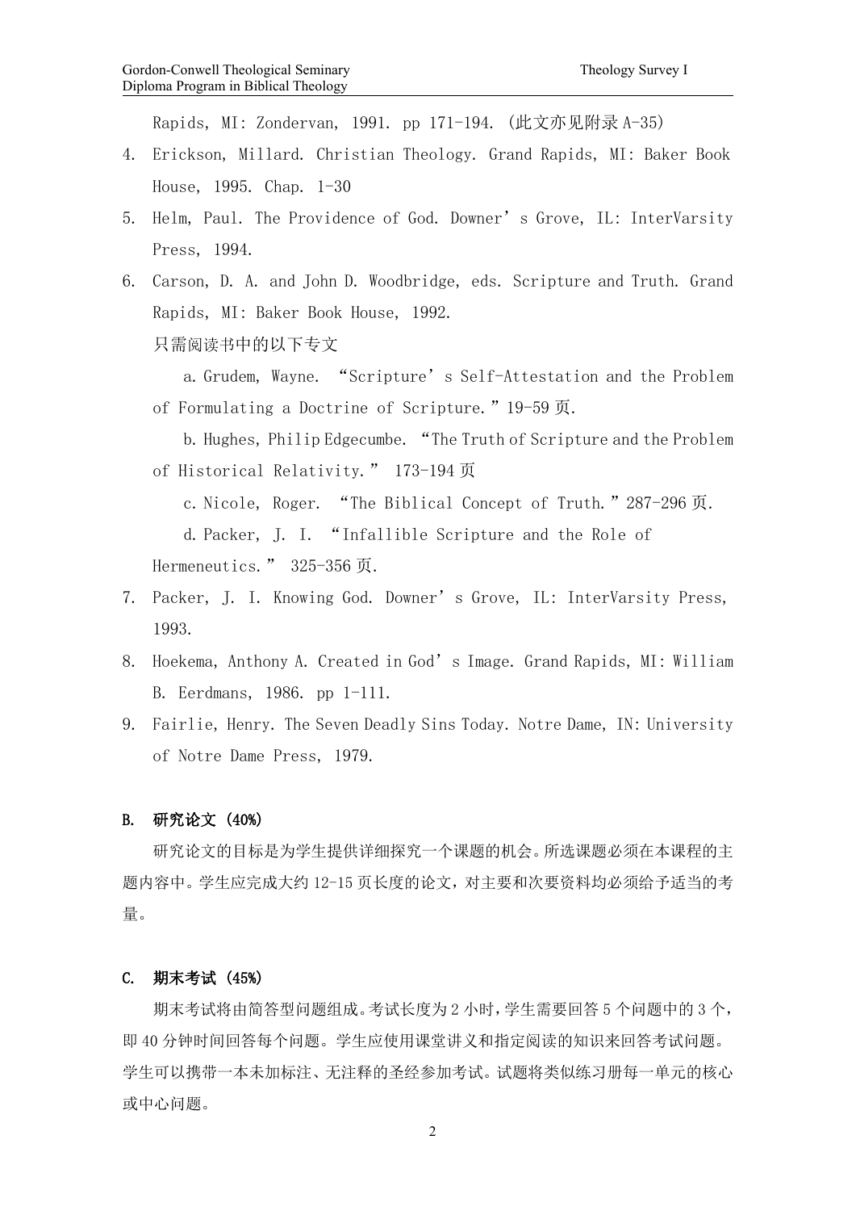Rapids, MI: Zondervan, 1991. pp 171-194. (此文亦见附录 A-35)

4. Erickson, Millard. Christian Theology. Grand Rapids, MI: Baker Book House, 1995. Chap. 1-30
5. Helm, Paul. The Providence of God. Downer's Grove, IL: InterVarsity Press, 1994.
6. Carson, D. A. and John D. Woodbridge, eds. Scripture and Truth. Grand Rapids, MI: Baker Book House, 1992.

   只需阅读书中的以下专文

   a. Grudem, Wayne. "Scripture's Self-Attestation and the Problem of Formulating a Doctrine of Scripture." 19-59 页.

   b. Hughes, Philip Edgecumbe. "The Truth of Scripture and the Problem of Historical Relativity." 173-194 页

   c. Nicole, Roger. "The Biblical Concept of Truth." 287-296 页.

   d. Packer, J. I. "Infallible Scripture and the Role of Hermeneutics." 325-356 页.
7. Packer, J. I. Knowing God. Downer's Grove, IL: InterVarsity Press, 1993.
8. Hoekema, Anthony A. Created in God's Image. Grand Rapids, MI: William B. Eerdmans, 1986. pp 1-111.
9. Fairlie, Henry. The Seven Deadly Sins Today. Notre Dame, IN: University of Notre Dame Press, 1979.

### B. 研究论文 (40%)

研究论文的目标是为学生提供详细探究一个课题的机会。所选课题必须在本课程的主题内容中。学生应完成大约 12-15 页长度的论文，对主要和次要资料均必须给予适当的考量。

### C. 期末考试 (45%)

期末考试将由简答型问题组成。考试长度为 2 小时，学生需要回答 5 个问题中的 3 个，即 40 分钟时间回答每个问题。学生应使用课堂讲义和指定阅读的知识来回答考试问题。学生可以携带一本未加标注、无注释的圣经参加考试。试题将类似练习册每一单元的核心或中心问题。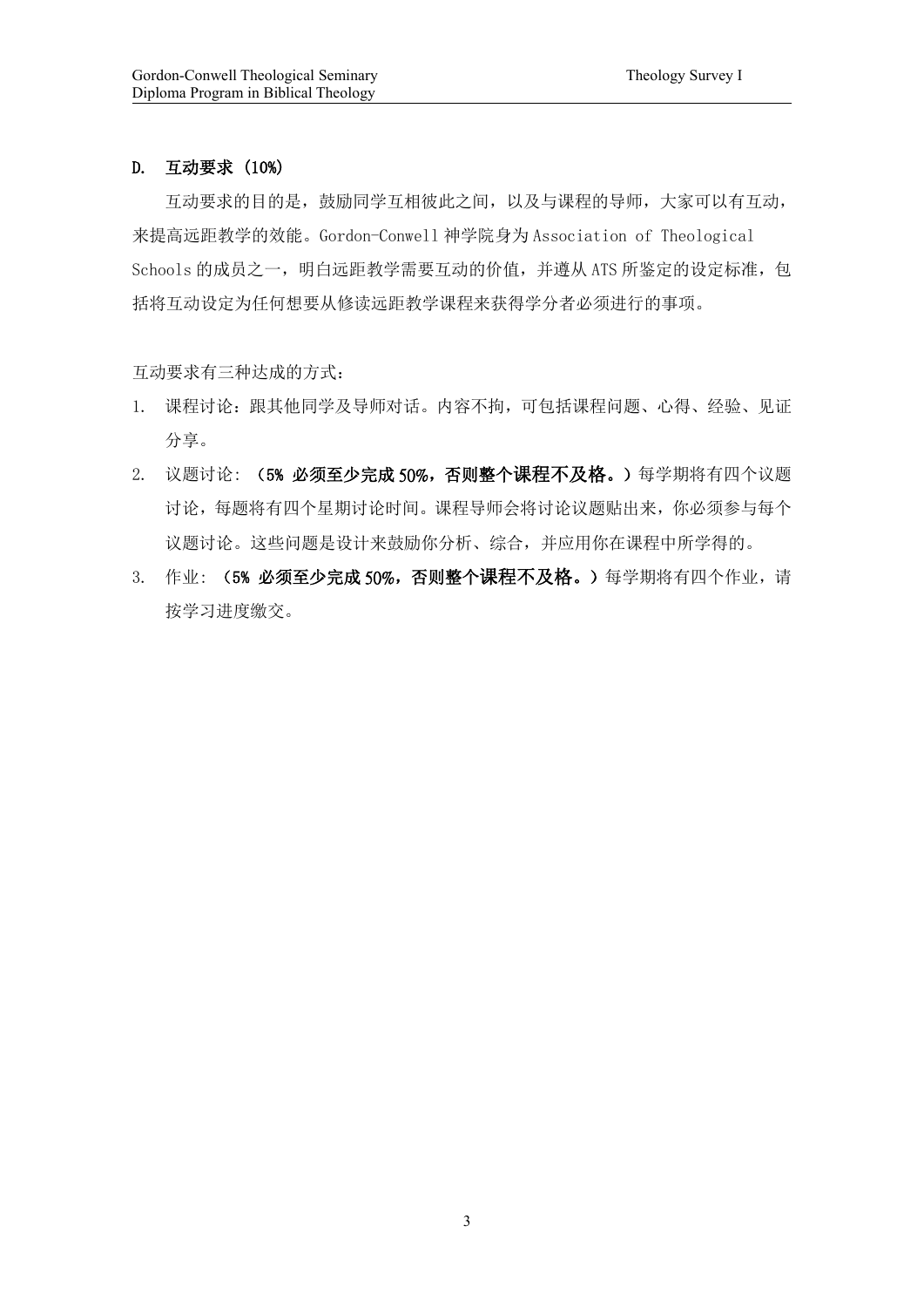### D. 互动要求 (10%)

互动要求的目的是，鼓励同学互相彼此之间，以及与课程的导师，大家可以有互动，来提高远距教学的效能。Gordon-Conwell 神学院身为 Association of Theological Schools 的成员之一，明白远距教学需要互动的价值，并遵从 ATS 所鉴定的设定标准，包括将互动设定为任何想要从修读远距教学课程来获得学分者必须进行的事项。

互动要求有三种达成的方式：

1. 课程讨论：跟其他同学及导师对话。内容不拘，可包括课程问题、心得、经验、见证分享。
2. 议题讨论: **（5% 必须至少完成 50%，否则整个课程不及格。）**每学期将有四个议题讨论，每题将有四个星期讨论时间。课程导师会将讨论议题贴出来，你必须参与每个议题讨论。这些问题是设计来鼓励你分析、综合，并应用你在课程中所学得的。
3. 作业: **（5% 必须至少完成 50%，否则整个课程不及格。）**每学期将有四个作业，请按学习进度缴交。